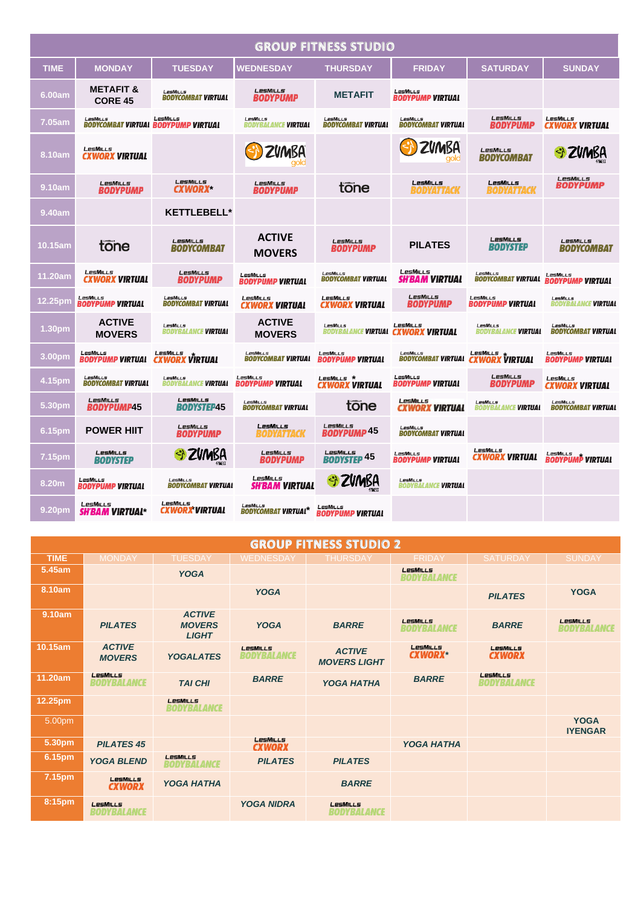## GROUP FITNESS STUDIO

| TIME | MONDAY | TUESDAY | WEDNESDAY | THURSDAY | FRIDAY | SATURDAY | SUNDAY |
|---|---|---|---|---|---|---|---|
| 6.00am | METAFIT & CORE 45 | LESMILLS BODYCOMBAT VIRTUAL | LESMILLS BODYPUMP | METAFIT | LESMILLS BODYPUMP VIRTUAL | | |
| 7.05am | LESMILLS BODYCOMBAT VIRTUAL | LESMILLS BODYPUMP VIRTUAL | LESMILLS BODYBALANCE VIRTUAL | LESMILLS BODYCOMBAT VIRTUAL | LESMILLS BODYCOMBAT VIRTUAL | LESMILLS BODYPUMP | LESMILLS CXWORX VIRTUAL |
| 8.10am | LESMILLS CXWORX VIRTUAL | | ZUMBA gold | | ZUMBA gold | LESMILLS BODYCOMBAT | ZUMBA fitness |
| 9.10am | LESMILLS BODYPUMP | LESMILLS CXWORX* | LESMILLS BODYPUMP | tone | LESMILLS BODYATTACK | LESMILLS BODYATTACK | LESMILLS BODYPUMP |
| 9.40am | | KETTLEBELL* | | | | | |
| 10.15am | tone | LESMILLS BODYCOMBAT | ACTIVE MOVERS | LESMILLS BODYPUMP | PILATES | LESMILLS BODYSTEP | LESMILLS BODYCOMBAT |
| 11.20am | LESMILLS CXWORX VIRTUAL | LESMILLS BODYPUMP | LESMILLS BODYPUMP VIRTUAL | LESMILLS BODYCOMBAT VIRTUAL | LESMILLS SH'BAM VIRTUAL | LESMILLS BODYCOMBAT VIRTUAL | LESMILLS BODYPUMP VIRTUAL |
| 12.25pm | LESMILLS BODYPUMP VIRTUAL | LESMILLS BODYCOMBAT VIRTUAL | LESMILLS CXWORX VIRTUAL | LESMILLS CXWORX VIRTUAL | LESMILLS BODYPUMP | LESMILLS BODYPUMP VIRTUAL | LESMILLS BODYBALANCE VIRTUAL |
| 1.30pm | ACTIVE MOVERS | LESMILLS BODYBALANCE VIRTUAL | ACTIVE MOVERS | LESMILLS BODYBALANCE VIRTUAL | LESMILLS CXWORX VIRTUAL | LESMILLS BODYBALANCE VIRTUAL | LESMILLS BODYCOMBAT VIRTUAL |
| 3.00pm | LESMILLS BODYPUMP VIRTUAL | LESMILLS CXWORX* VIRTUAL | LESMILLS BODYCOMBAT VIRTUAL | LESMILLS BODYPUMP VIRTUAL | LESMILLS BODYCOMBAT VIRTUAL | LESMILLS CXWORX* VIRTUAL | LESMILLS BODYPUMP VIRTUAL |
| 4.15pm | LESMILLS BODYCOMBAT VIRTUAL | LESMILLS BODYBALANCE VIRTUAL | LESMILLS BODYPUMP VIRTUAL | LESMILLS CXWORX* VIRTUAL | LESMILLS BODYPUMP VIRTUAL | LESMILLS BODYPUMP | LESMILLS CXWORX VIRTUAL |
| 5.30pm | LESMILLS BODYPUMP45 | LESMILLS BODYSTEP45 | LESMILLS BODYCOMBAT VIRTUAL | tone | LESMILLS CXWORX VIRTUAL | LESMILLS BODYBALANCE VIRTUAL | LESMILLS BODYCOMBAT VIRTUAL |
| 6.15pm | POWER HIIT | LESMILLS BODYPUMP | LESMILLS BODYATTACK | LESMILLS BODYPUMP 45 | LESMILLS BODYCOMBAT VIRTUAL | | |
| 7.15pm | LESMILLS BODYSTEP | ZUMBA fitness | LESMILLS BODYPUMP | LESMILLS BODYSTEP 45 | LESMILLS BODYPUMP VIRTUAL | LESMILLS CXWORX VIRTUAL | LESMILLS BODYPUMP* VIRTUAL |
| 8.20m | LESMILLS BODYPUMP VIRTUAL | LESMILLS BODYCOMBAT VIRTUAL | LESMILLS SH'BAM VIRTUAL | ZUMBA fitness | LESMILLS BODYBALANCE VIRTUAL | | |
| 9.20pm | LESMILLS SH'BAM VIRTUAL* | LESMILLS CXWORX* VIRTUAL | LESMILLS BODYCOMBAT VIRTUAL* | LESMILLS BODYPUMP VIRTUAL | | | |

## GROUP FITNESS STUDIO 2

| TIME | MONDAY | TUESDAY | WEDNESDAY | THURSDAY | FRIDAY | SATURDAY | SUNDAY |
|---|---|---|---|---|---|---|---|
| 5.45am | | *YOGA* | | | LESMILLS BODYBALANCE | | |
| 8.10am | | | *YOGA* | | | *PILATES* | YOGA |
| 9.10am | *PILATES* | *ACTIVE MOVERS LIGHT* | *YOGA* | *BARRE* | LESMILLS BODYBALANCE | *BARRE* | LESMILLS BODYBALANCE |
| 10.15am | *ACTIVE MOVERS* | *YOGALATES* | LESMILLS BODYBALANCE | *ACTIVE MOVERS LIGHT* | LESMILLS CXWORX* | LESMILLS CXWORX | |
| 11.20am | LESMILLS BODYBALANCE | *TAI CHI* | *BARRE* | *YOGA HATHA* | *BARRE* | LESMILLS BODYBALANCE | |
| 12.25pm | | LESMILLS BODYBALANCE | | | | | |
| 5.00pm | | | | | | | YOGA IYENGAR |
| 5.30pm | *PILATES 45* | | LESMILLS CXWORX | | *YOGA HATHA* | | |
| 6.15pm | *YOGA BLEND* | LESMILLS BODYBALANCE | *PILATES* | *PILATES* | | | |
| 7.15pm | LESMILLS CXWORX | *YOGA HATHA* | | *BARRE* | | | |
| 8:15pm | LESMILLS BODYBALANCE | | *YOGA NIDRA* | LESMILLS BODYBALANCE | | | |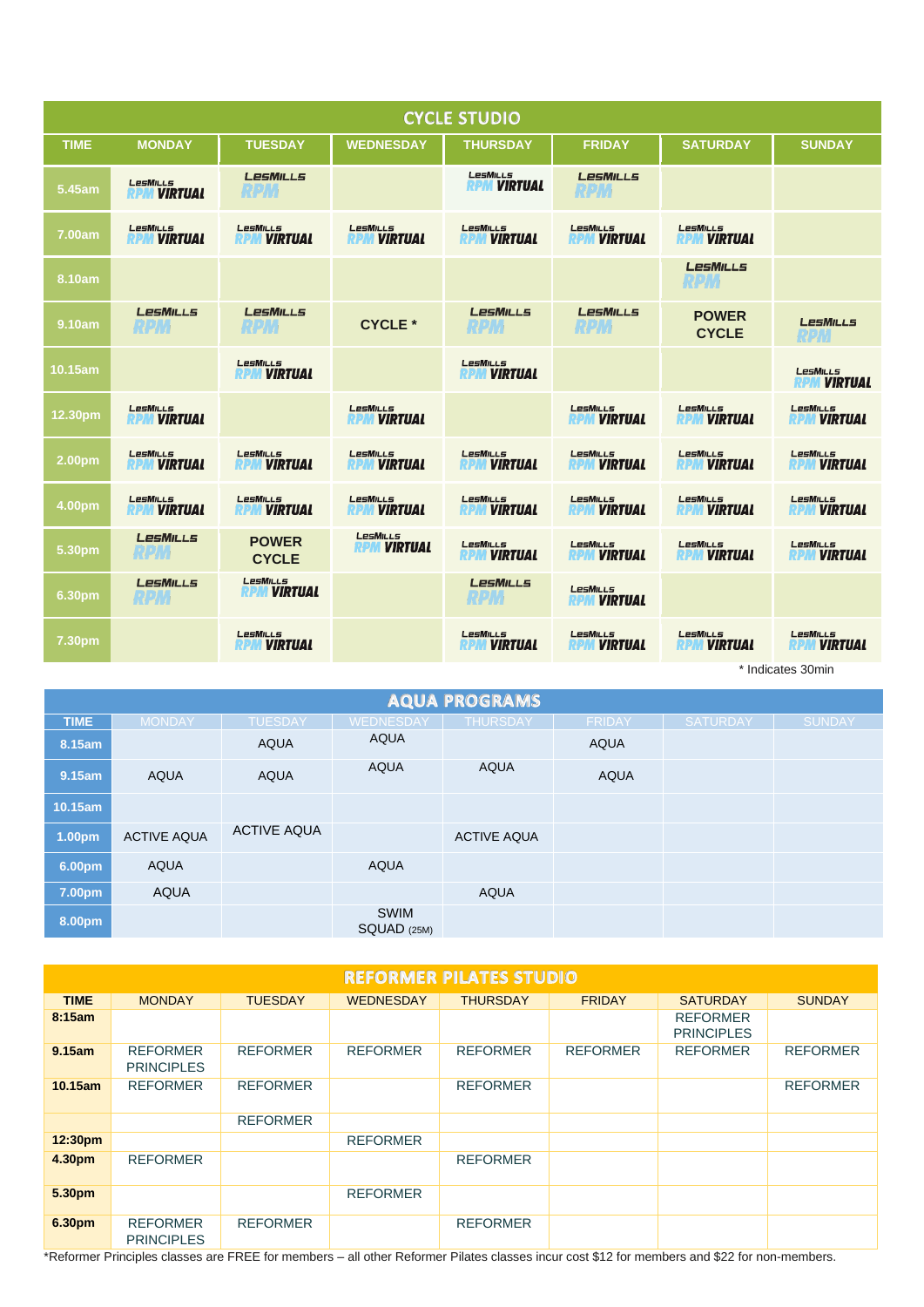## CYCLE STUDIO

| TIME | MONDAY | TUESDAY | WEDNESDAY | THURSDAY | FRIDAY | SATURDAY | SUNDAY |
|---|---|---|---|---|---|---|---|
| 5.45am | LesMills RPM VIRTUAL | LesMills RPM | | LesMills RPM VIRTUAL | LesMills RPM | | |
| 7.00am | LesMills RPM VIRTUAL | LesMills RPM VIRTUAL | LesMills RPM VIRTUAL | LesMills RPM VIRTUAL | LesMills RPM VIRTUAL | LesMills RPM VIRTUAL | |
| 8.10am | | | | | | LesMills RPM | |
| 9.10am | LesMills RPM | LesMills RPM | CYCLE * | LesMills RPM | LesMills RPM | POWER CYCLE | LesMills RPM |
| 10.15am | | LesMills RPM VIRTUAL | | LesMills RPM VIRTUAL | | | LesMills RPM VIRTUAL |
| 12.30pm | LesMills RPM VIRTUAL | | LesMills RPM VIRTUAL | | LesMills RPM VIRTUAL | LesMills RPM VIRTUAL | LesMills RPM VIRTUAL |
| 2.00pm | LesMills RPM VIRTUAL | LesMills RPM VIRTUAL | LesMills RPM VIRTUAL | LesMills RPM VIRTUAL | LesMills RPM VIRTUAL | LesMills RPM VIRTUAL | LesMills RPM VIRTUAL |
| 4.00pm | LesMills RPM VIRTUAL | LesMills RPM VIRTUAL | LesMills RPM VIRTUAL | LesMills RPM VIRTUAL | LesMills RPM VIRTUAL | LesMills RPM VIRTUAL | LesMills RPM VIRTUAL |
| 5.30pm | LesMills RPM | POWER CYCLE | LesMills RPM VIRTUAL | LesMills RPM VIRTUAL | LesMills RPM VIRTUAL | LesMills RPM VIRTUAL | LesMills RPM VIRTUAL |
| 6.30pm | LesMills RPM | LesMills RPM VIRTUAL | | LesMills RPM | LesMills RPM VIRTUAL | | |
| 7.30pm | | LesMills RPM VIRTUAL | | LesMills RPM VIRTUAL | LesMills RPM VIRTUAL | LesMills RPM VIRTUAL | LesMills RPM VIRTUAL |

* Indicates 30min

## AQUA PROGRAMS

| TIME | MONDAY | TUESDAY | WEDNESDAY | THURSDAY | FRIDAY | SATURDAY | SUNDAY |
|---|---|---|---|---|---|---|---|
| 8.15am | | AQUA | AQUA | | AQUA | | |
| 9.15am | AQUA | AQUA | AQUA | AQUA | AQUA | | |
| 10.15am | | | | | | | |
| 1.00pm | ACTIVE AQUA | ACTIVE AQUA | | ACTIVE AQUA | | | |
| 6.00pm | AQUA | | AQUA | | | | |
| 7.00pm | AQUA | | | AQUA | | | |
| 8.00pm | | | SWIM SQUAD (25M) | | | | |

## REFORMER PILATES STUDIO

| TIME | MONDAY | TUESDAY | WEDNESDAY | THURSDAY | FRIDAY | SATURDAY | SUNDAY |
|---|---|---|---|---|---|---|---|
| 8:15am | | | | | | REFORMER PRINCIPLES | |
| 9.15am | REFORMER PRINCIPLES | REFORMER | REFORMER | REFORMER | REFORMER | REFORMER | REFORMER |
| 10.15am | REFORMER | REFORMER | | REFORMER | | | REFORMER |
| | | REFORMER | | | | | |
| 12:30pm | | | REFORMER | | | | |
| 4.30pm | REFORMER | | | REFORMER | | | |
| 5.30pm | | | REFORMER | | | | |
| 6.30pm | REFORMER PRINCIPLES | REFORMER | | REFORMER | | | |

*Reformer Principles classes are FREE for members – all other Reformer Pilates classes incur cost $12 for members and $22 for non-members.